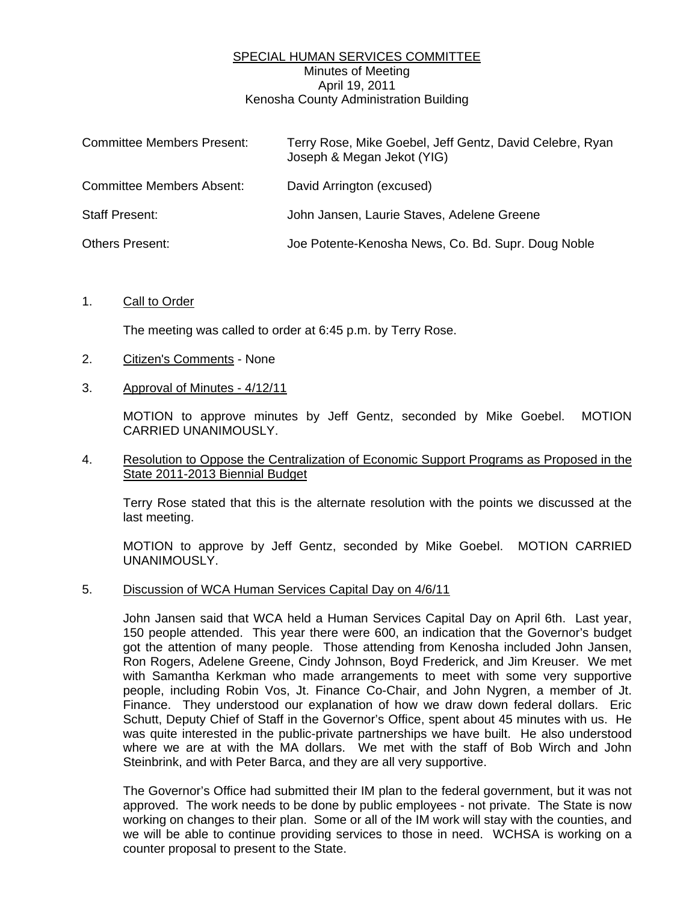# SPECIAL HUMAN SERVICES COMMITTEE

Minutes of Meeting
April 19, 2011
Kenosha County Administration Building

| | |
|---|---|
| Committee Members Present: | Terry Rose, Mike Goebel, Jeff Gentz, David Celebre, Ryan Joseph & Megan Jekot (YIG) |
| Committee Members Absent: | David Arrington (excused) |
| Staff Present: | John Jansen, Laurie Staves, Adelene Greene |
| Others Present: | Joe Potente-Kenosha News, Co. Bd. Supr. Doug Noble |

1. Call to Order

   The meeting was called to order at 6:45 p.m. by Terry Rose.

2. Citizen's Comments - None

3. Approval of Minutes - 4/12/11

   MOTION to approve minutes by Jeff Gentz, seconded by Mike Goebel. MOTION CARRIED UNANIMOUSLY.

4. Resolution to Oppose the Centralization of Economic Support Programs as Proposed in the State 2011-2013 Biennial Budget

   Terry Rose stated that this is the alternate resolution with the points we discussed at the last meeting.

   MOTION to approve by Jeff Gentz, seconded by Mike Goebel. MOTION CARRIED UNANIMOUSLY.

5. Discussion of WCA Human Services Capital Day on 4/6/11

   John Jansen said that WCA held a Human Services Capital Day on April 6th. Last year, 150 people attended. This year there were 600, an indication that the Governor's budget got the attention of many people. Those attending from Kenosha included John Jansen, Ron Rogers, Adelene Greene, Cindy Johnson, Boyd Frederick, and Jim Kreuser. We met with Samantha Kerkman who made arrangements to meet with some very supportive people, including Robin Vos, Jt. Finance Co-Chair, and John Nygren, a member of Jt. Finance. They understood our explanation of how we draw down federal dollars. Eric Schutt, Deputy Chief of Staff in the Governor's Office, spent about 45 minutes with us. He was quite interested in the public-private partnerships we have built. He also understood where we are at with the MA dollars. We met with the staff of Bob Wirch and John Steinbrink, and with Peter Barca, and they are all very supportive.

   The Governor's Office had submitted their IM plan to the federal government, but it was not approved. The work needs to be done by public employees - not private. The State is now working on changes to their plan. Some or all of the IM work will stay with the counties, and we will be able to continue providing services to those in need. WCHSA is working on a counter proposal to present to the State.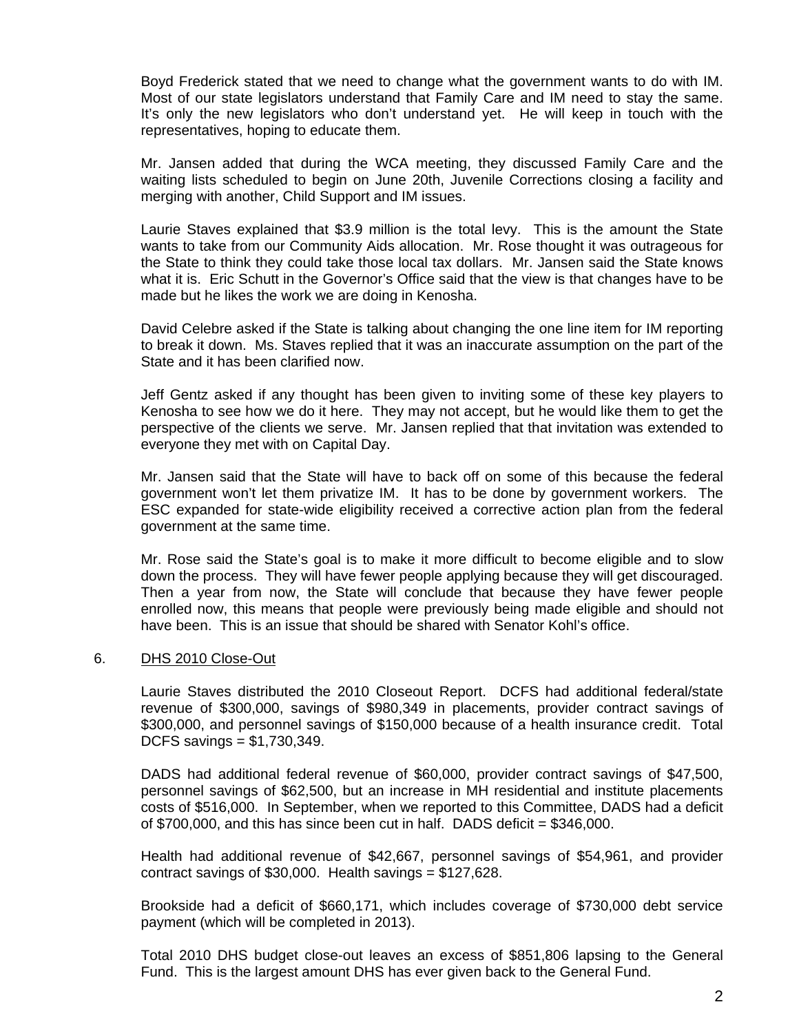Boyd Frederick stated that we need to change what the government wants to do with IM. Most of our state legislators understand that Family Care and IM need to stay the same. It's only the new legislators who don't understand yet. He will keep in touch with the representatives, hoping to educate them.

Mr. Jansen added that during the WCA meeting, they discussed Family Care and the waiting lists scheduled to begin on June 20th, Juvenile Corrections closing a facility and merging with another, Child Support and IM issues.

Laurie Staves explained that $3.9 million is the total levy. This is the amount the State wants to take from our Community Aids allocation. Mr. Rose thought it was outrageous for the State to think they could take those local tax dollars. Mr. Jansen said the State knows what it is. Eric Schutt in the Governor's Office said that the view is that changes have to be made but he likes the work we are doing in Kenosha.

David Celebre asked if the State is talking about changing the one line item for IM reporting to break it down. Ms. Staves replied that it was an inaccurate assumption on the part of the State and it has been clarified now.

Jeff Gentz asked if any thought has been given to inviting some of these key players to Kenosha to see how we do it here. They may not accept, but he would like them to get the perspective of the clients we serve. Mr. Jansen replied that that invitation was extended to everyone they met with on Capital Day.

Mr. Jansen said that the State will have to back off on some of this because the federal government won't let them privatize IM. It has to be done by government workers. The ESC expanded for state-wide eligibility received a corrective action plan from the federal government at the same time.

Mr. Rose said the State's goal is to make it more difficult to become eligible and to slow down the process. They will have fewer people applying because they will get discouraged. Then a year from now, the State will conclude that because they have fewer people enrolled now, this means that people were previously being made eligible and should not have been. This is an issue that should be shared with Senator Kohl's office.

6. <u>DHS 2010 Close-Out</u>

Laurie Staves distributed the 2010 Closeout Report. DCFS had additional federal/state revenue of $300,000, savings of $980,349 in placements, provider contract savings of $300,000, and personnel savings of $150,000 because of a health insurance credit. Total DCFS savings = $1,730,349.

DADS had additional federal revenue of $60,000, provider contract savings of $47,500, personnel savings of $62,500, but an increase in MH residential and institute placements costs of $516,000. In September, when we reported to this Committee, DADS had a deficit of $700,000, and this has since been cut in half. DADS deficit = $346,000.

Health had additional revenue of $42,667, personnel savings of $54,961, and provider contract savings of $30,000. Health savings = $127,628.

Brookside had a deficit of $660,171, which includes coverage of $730,000 debt service payment (which will be completed in 2013).

Total 2010 DHS budget close-out leaves an excess of $851,806 lapsing to the General Fund. This is the largest amount DHS has ever given back to the General Fund.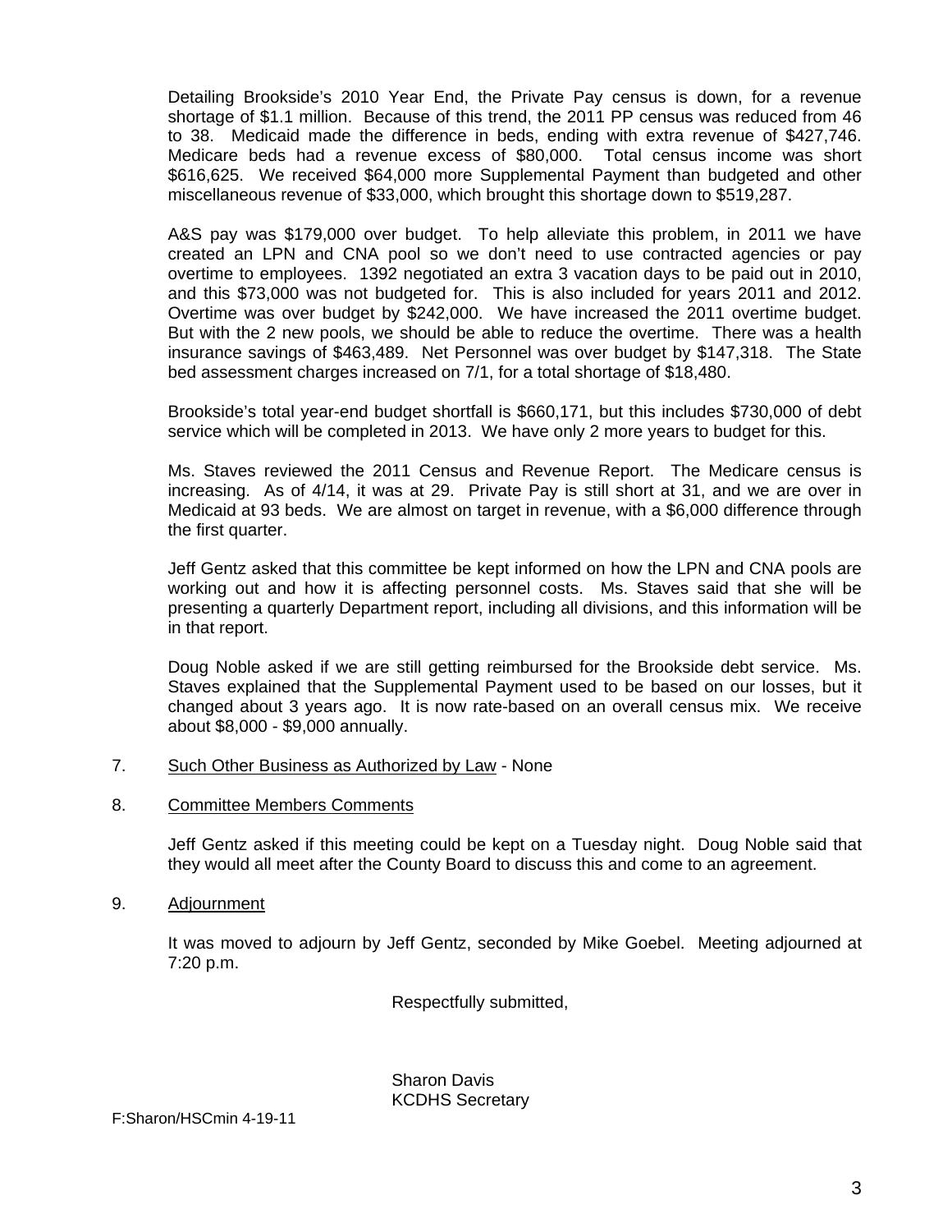Detailing Brookside's 2010 Year End, the Private Pay census is down, for a revenue shortage of $1.1 million. Because of this trend, the 2011 PP census was reduced from 46 to 38. Medicaid made the difference in beds, ending with extra revenue of $427,746. Medicare beds had a revenue excess of $80,000. Total census income was short $616,625. We received $64,000 more Supplemental Payment than budgeted and other miscellaneous revenue of $33,000, which brought this shortage down to $519,287.

A&S pay was $179,000 over budget. To help alleviate this problem, in 2011 we have created an LPN and CNA pool so we don't need to use contracted agencies or pay overtime to employees. 1392 negotiated an extra 3 vacation days to be paid out in 2010, and this $73,000 was not budgeted for. This is also included for years 2011 and 2012. Overtime was over budget by $242,000. We have increased the 2011 overtime budget. But with the 2 new pools, we should be able to reduce the overtime. There was a health insurance savings of $463,489. Net Personnel was over budget by $147,318. The State bed assessment charges increased on 7/1, for a total shortage of $18,480.

Brookside's total year-end budget shortfall is $660,171, but this includes $730,000 of debt service which will be completed in 2013. We have only 2 more years to budget for this.

Ms. Staves reviewed the 2011 Census and Revenue Report. The Medicare census is increasing. As of 4/14, it was at 29. Private Pay is still short at 31, and we are over in Medicaid at 93 beds. We are almost on target in revenue, with a $6,000 difference through the first quarter.

Jeff Gentz asked that this committee be kept informed on how the LPN and CNA pools are working out and how it is affecting personnel costs. Ms. Staves said that she will be presenting a quarterly Department report, including all divisions, and this information will be in that report.

Doug Noble asked if we are still getting reimbursed for the Brookside debt service. Ms. Staves explained that the Supplemental Payment used to be based on our losses, but it changed about 3 years ago. It is now rate-based on an overall census mix. We receive about $8,000 - $9,000 annually.

7. Such Other Business as Authorized by Law - None

8. Committee Members Comments

   Jeff Gentz asked if this meeting could be kept on a Tuesday night. Doug Noble said that they would all meet after the County Board to discuss this and come to an agreement.

9. Adjournment

   It was moved to adjourn by Jeff Gentz, seconded by Mike Goebel. Meeting adjourned at 7:20 p.m.

Respectfully submitted,

Sharon Davis
KCDHS Secretary

F:Sharon/HSCmin 4-19-11